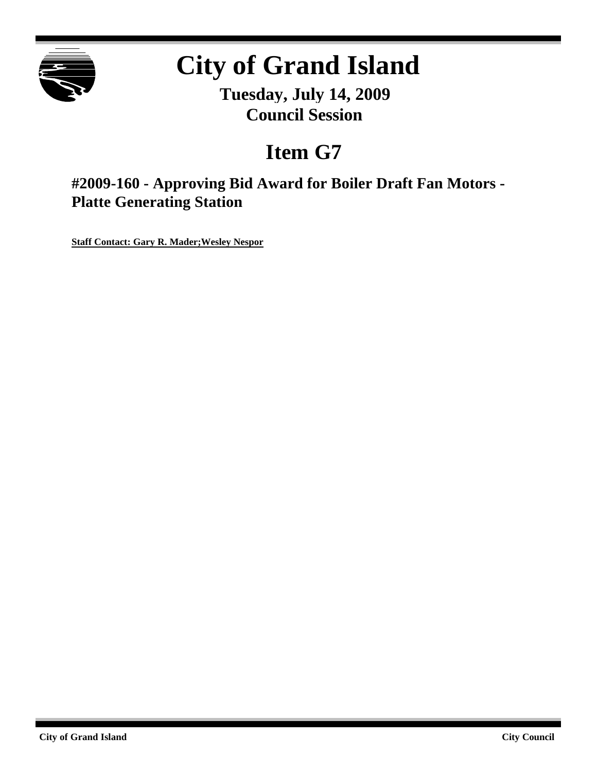# City of Grand Island

**Tuesday, July 14, 2009**
**Council Session**

## Item G7

### #2009-160 - Approving Bid Award for Boiler Draft Fan Motors - Platte Generating Station

**Staff Contact: Gary R. Mader;Wesley Nespor**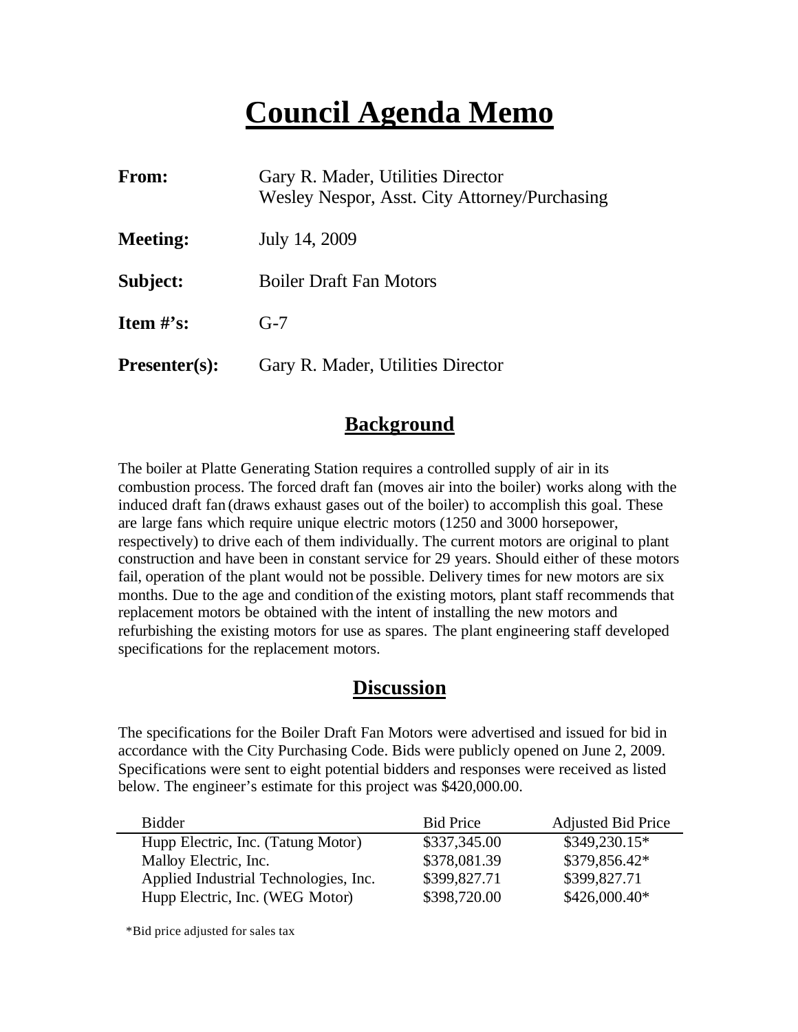# Council Agenda Memo

| | |
|---|---|
| **From:** | Gary R. Mader, Utilities Director<br>Wesley Nespor, Asst. City Attorney/Purchasing |
| **Meeting:** | July 14, 2009 |
| **Subject:** | Boiler Draft Fan Motors |
| **Item #'s:** | G-7 |
| **Presenter(s):** | Gary R. Mader, Utilities Director |

## Background

The boiler at Platte Generating Station requires a controlled supply of air in its combustion process. The forced draft fan (moves air into the boiler) works along with the induced draft fan (draws exhaust gases out of the boiler) to accomplish this goal. These are large fans which require unique electric motors (1250 and 3000 horsepower, respectively) to drive each of them individually. The current motors are original to plant construction and have been in constant service for 29 years. Should either of these motors fail, operation of the plant would not be possible. Delivery times for new motors are six months. Due to the age and condition of the existing motors, plant staff recommends that replacement motors be obtained with the intent of installing the new motors and refurbishing the existing motors for use as spares. The plant engineering staff developed specifications for the replacement motors.

## Discussion

The specifications for the Boiler Draft Fan Motors were advertised and issued for bid in accordance with the City Purchasing Code. Bids were publicly opened on June 2, 2009. Specifications were sent to eight potential bidders and responses were received as listed below. The engineer's estimate for this project was $420,000.00.

| Bidder | Bid Price | Adjusted Bid Price |
|---|---|---|
| Hupp Electric, Inc. (Tatung Motor) | $337,345.00 | $349,230.15* |
| Malloy Electric, Inc. | $378,081.39 | $379,856.42* |
| Applied Industrial Technologies, Inc. | $399,827.71 | $399,827.71 |
| Hupp Electric, Inc. (WEG Motor) | $398,720.00 | $426,000.40* |

*Bid price adjusted for sales tax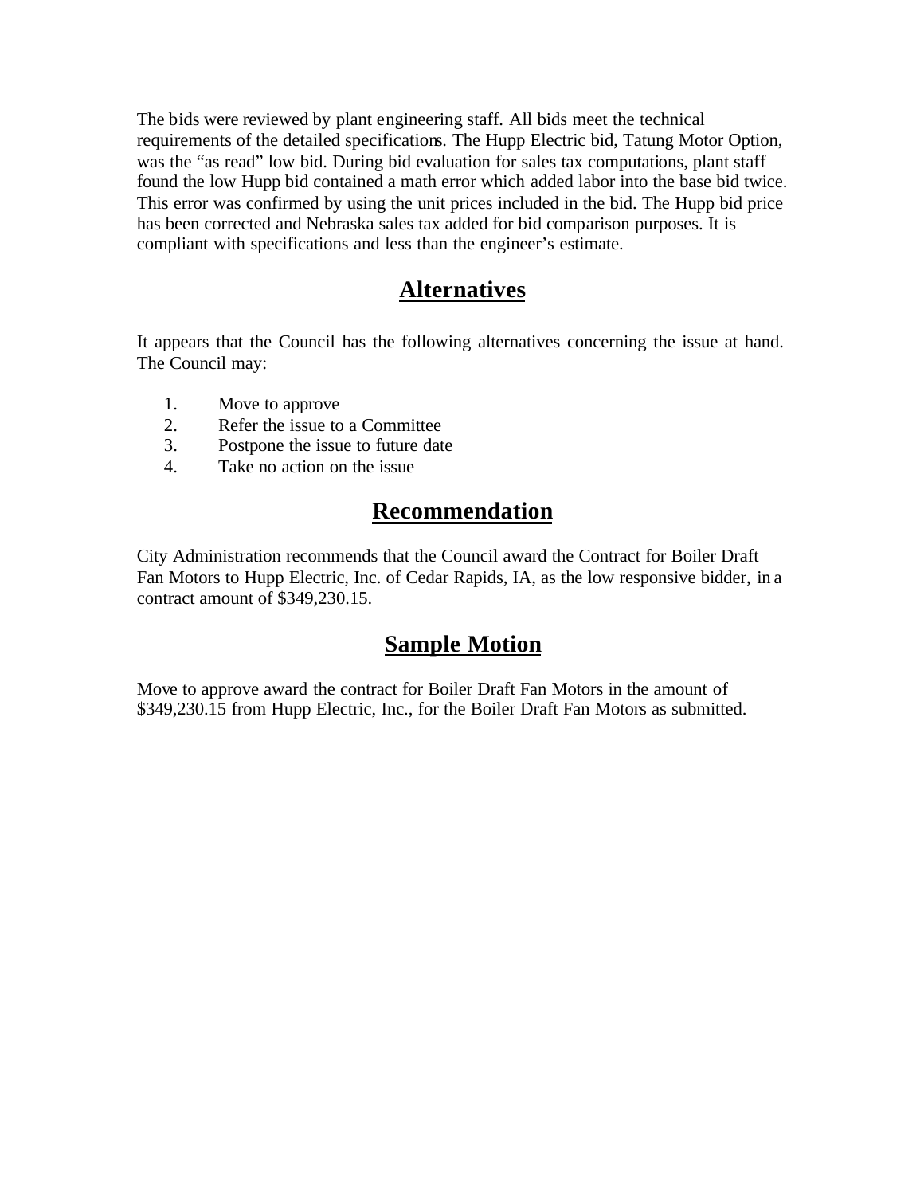The bids were reviewed by plant engineering staff. All bids meet the technical requirements of the detailed specifications. The Hupp Electric bid, Tatung Motor Option, was the "as read" low bid. During bid evaluation for sales tax computations, plant staff found the low Hupp bid contained a math error which added labor into the base bid twice. This error was confirmed by using the unit prices included in the bid. The Hupp bid price has been corrected and Nebraska sales tax added for bid comparison purposes. It is compliant with specifications and less than the engineer's estimate.

## Alternatives

It appears that the Council has the following alternatives concerning the issue at hand. The Council may:

1. Move to approve
2. Refer the issue to a Committee
3. Postpone the issue to future date
4. Take no action on the issue

## Recommendation

City Administration recommends that the Council award the Contract for Boiler Draft Fan Motors to Hupp Electric, Inc. of Cedar Rapids, IA, as the low responsive bidder, in a contract amount of $349,230.15.

## Sample Motion

Move to approve award the contract for Boiler Draft Fan Motors in the amount of $349,230.15 from Hupp Electric, Inc., for the Boiler Draft Fan Motors as submitted.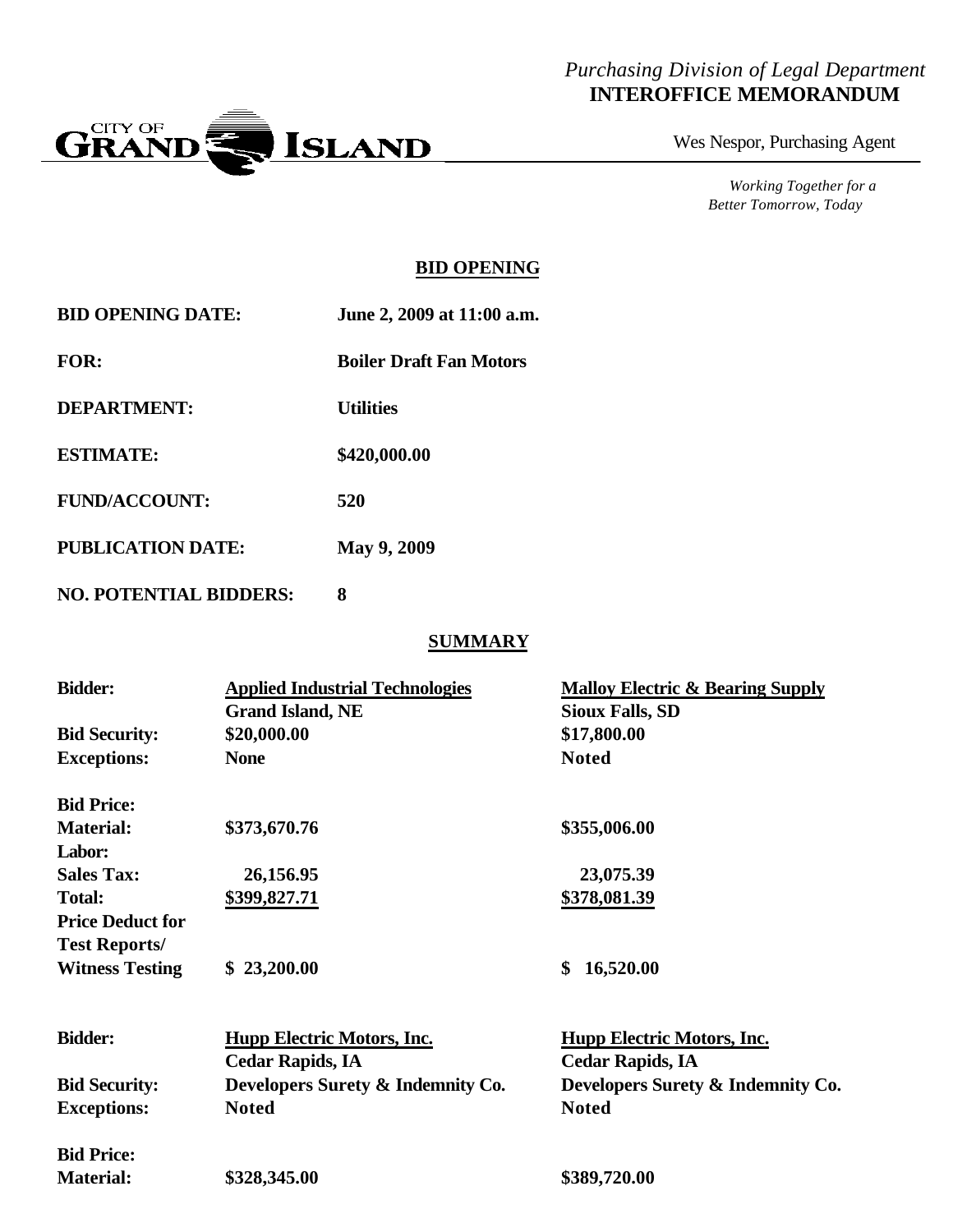*Purchasing Division of Legal Department*
**INTEROFFICE MEMORANDUM**

CITY OF GRAND ISLAND

Wes Nespor, Purchasing Agent

*Working Together for a Better Tomorrow, Today*

## BID OPENING

| | |
|---|---|
| **BID OPENING DATE:** | **June 2, 2009 at 11:00 a.m.** |
| **FOR:** | **Boiler Draft Fan Motors** |
| **DEPARTMENT:** | **Utilities** |
| **ESTIMATE:** | **$420,000.00** |
| **FUND/ACCOUNT:** | **520** |
| **PUBLICATION DATE:** | **May 9, 2009** |
| **NO. POTENTIAL BIDDERS:** | **8** |

## SUMMARY

| **Bidder:** | **Applied Industrial Technologies** Grand Island, NE | **Malloy Electric & Bearing Supply** Sioux Falls, SD |
|---|---|---|
| **Bid Security:** | **$20,000.00** | **$17,800.00** |
| **Exceptions:** | **None** | **Noted** |
| **Bid Price:** | | |
| **Material:** | **$373,670.76** | **$355,006.00** |
| **Labor:** | | |
| **Sales Tax:** | **26,156.95** | **23,075.39** |
| **Total:** | **$399,827.71** | **$378,081.39** |
| **Price Deduct for Test Reports/ Witness Testing** | **$ 23,200.00** | **$ 16,520.00** |

| **Bidder:** | **Hupp Electric Motors, Inc.** Cedar Rapids, IA | **Hupp Electric Motors, Inc.** Cedar Rapids, IA |
|---|---|---|
| **Bid Security:** | **Developers Surety & Indemnity Co.** | **Developers Surety & Indemnity Co.** |
| **Exceptions:** | **Noted** | **Noted** |
| **Bid Price:** | | |
| **Material:** | **$328,345.00** | **$389,720.00** |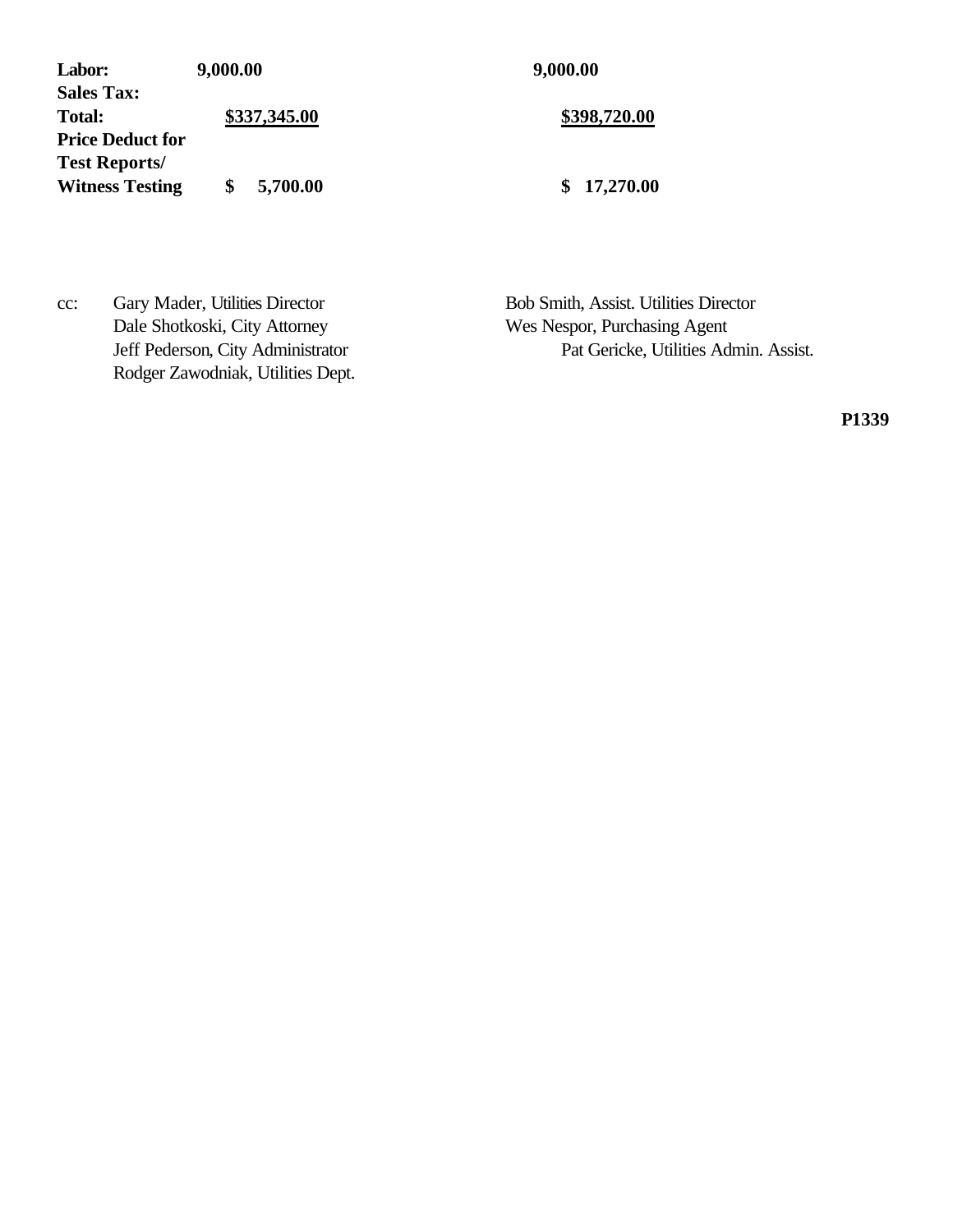| | | |
|---|---|---|
| **Labor:** | **9,000.00** | **9,000.00** |
| **Sales Tax:** | | |
| **Total:** | **$337,345.00** | **$398,720.00** |
| **Price Deduct for Test Reports/ Witness Testing** | **$ 5,700.00** | **$ 17,270.00** |

cc: Gary Mader, Utilities Director
Dale Shotkoski, City Attorney
Jeff Pederson, City Administrator
Rodger Zawodniak, Utilities Dept.
Bob Smith, Assist. Utilities Director
Wes Nespor, Purchasing Agent
Pat Gericke, Utilities Admin. Assist.

**P1339**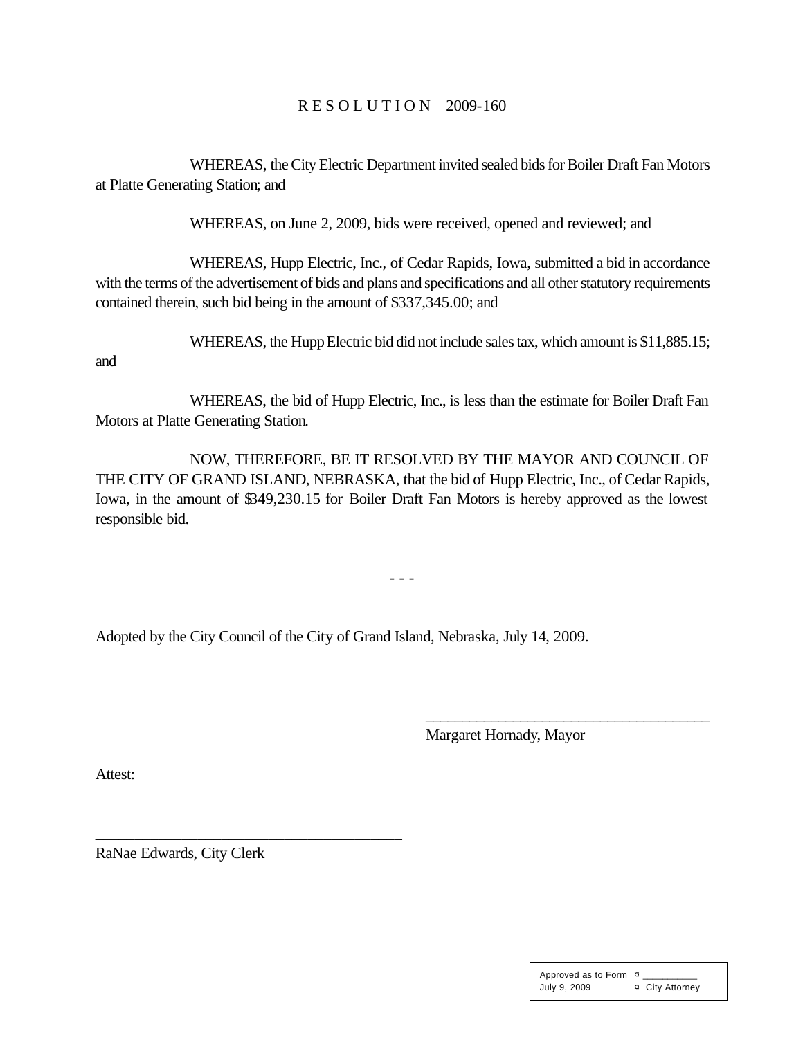# R E S O L U T I O N 2009-160

WHEREAS, the City Electric Department invited sealed bids for Boiler Draft Fan Motors at Platte Generating Station; and

WHEREAS, on June 2, 2009, bids were received, opened and reviewed; and

WHEREAS, Hupp Electric, Inc., of Cedar Rapids, Iowa, submitted a bid in accordance with the terms of the advertisement of bids and plans and specifications and all other statutory requirements contained therein, such bid being in the amount of $337,345.00; and

WHEREAS, the Hupp Electric bid did not include sales tax, which amount is $11,885.15; and

WHEREAS, the bid of Hupp Electric, Inc., is less than the estimate for Boiler Draft Fan Motors at Platte Generating Station.

NOW, THEREFORE, BE IT RESOLVED BY THE MAYOR AND COUNCIL OF THE CITY OF GRAND ISLAND, NEBRASKA, that the bid of Hupp Electric, Inc., of Cedar Rapids, Iowa, in the amount of $349,230.15 for Boiler Draft Fan Motors is hereby approved as the lowest responsible bid.

- - -

Adopted by the City Council of the City of Grand Island, Nebraska, July 14, 2009.

_____________________________________
Margaret Hornady, Mayor

Attest:

_______________________________________
RaNae Edwards, City Clerk

| | |
|---|---|
| Approved as to Form ¤ | ___________ |
| July 9, 2009 | ¤ City Attorney |